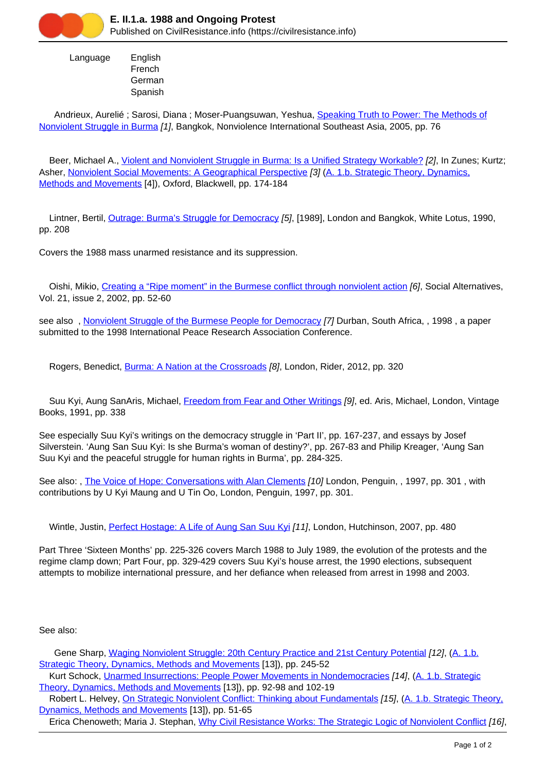# E. II.1.a. 1988 and Ongoing Protest

Published on CivilResistance.info (https://civilresistance.info)

Language English
French
German
Spanish

Andrieux, Aurelié ; Sarosi, Diana ; Moser-Puangsuwan, Yeshua, Speaking Truth to Power: The Methods of Nonviolent Struggle in Burma [1], Bangkok, Nonviolence International Southeast Asia, 2005, pp. 76

Beer, Michael A., Violent and Nonviolent Struggle in Burma: Is a Unified Strategy Workable? [2], In Zunes; Kurtz; Asher, Nonviolent Social Movements: A Geographical Perspective [3] (A. 1.b. Strategic Theory, Dynamics, Methods and Movements [4]), Oxford, Blackwell, pp. 174-184

Lintner, Bertil, Outrage: Burma's Struggle for Democracy [5], [1989], London and Bangkok, White Lotus, 1990, pp. 208

Covers the 1988 mass unarmed resistance and its suppression.

Oishi, Mikio, Creating a "Ripe moment" in the Burmese conflict through nonviolent action [6], Social Alternatives, Vol. 21, issue 2, 2002, pp. 52-60

see also , Nonviolent Struggle of the Burmese People for Democracy [7] Durban, South Africa, , 1998 , a paper submitted to the 1998 International Peace Research Association Conference.

Rogers, Benedict, Burma: A Nation at the Crossroads [8], London, Rider, 2012, pp. 320

Suu Kyi, Aung SanAris, Michael, Freedom from Fear and Other Writings [9], ed. Aris, Michael, London, Vintage Books, 1991, pp. 338

See especially Suu Kyi's writings on the democracy struggle in 'Part II', pp. 167-237, and essays by Josef Silverstein. 'Aung San Suu Kyi: Is she Burma's woman of destiny?', pp. 267-83 and Philip Kreager, 'Aung San Suu Kyi and the peaceful struggle for human rights in Burma', pp. 284-325.

See also: , The Voice of Hope: Conversations with Alan Clements [10] London, Penguin, , 1997, pp. 301 , with contributions by U Kyi Maung and U Tin Oo, London, Penguin, 1997, pp. 301.

Wintle, Justin, Perfect Hostage: A Life of Aung San Suu Kyi [11], London, Hutchinson, 2007, pp. 480

Part Three 'Sixteen Months' pp. 225-326 covers March 1988 to July 1989, the evolution of the protests and the regime clamp down; Part Four, pp. 329-429 covers Suu Kyi's house arrest, the 1990 elections, subsequent attempts to mobilize international pressure, and her defiance when released from arrest in 1998 and 2003.

See also:

Gene Sharp, Waging Nonviolent Struggle: 20th Century Practice and 21st Century Potential [12], (A. 1.b. Strategic Theory, Dynamics, Methods and Movements [13]), pp. 245-52
Kurt Schock, Unarmed Insurrections: People Power Movements in Nondemocracies [14], (A. 1.b. Strategic Theory, Dynamics, Methods and Movements [13]), pp. 92-98 and 102-19
Robert L. Helvey, On Strategic Nonviolent Conflict: Thinking about Fundamentals [15], (A. 1.b. Strategic Theory, Dynamics, Methods and Movements [13]), pp. 51-65
Erica Chenoweth; Maria J. Stephan, Why Civil Resistance Works: The Strategic Logic of Nonviolent Conflict [16],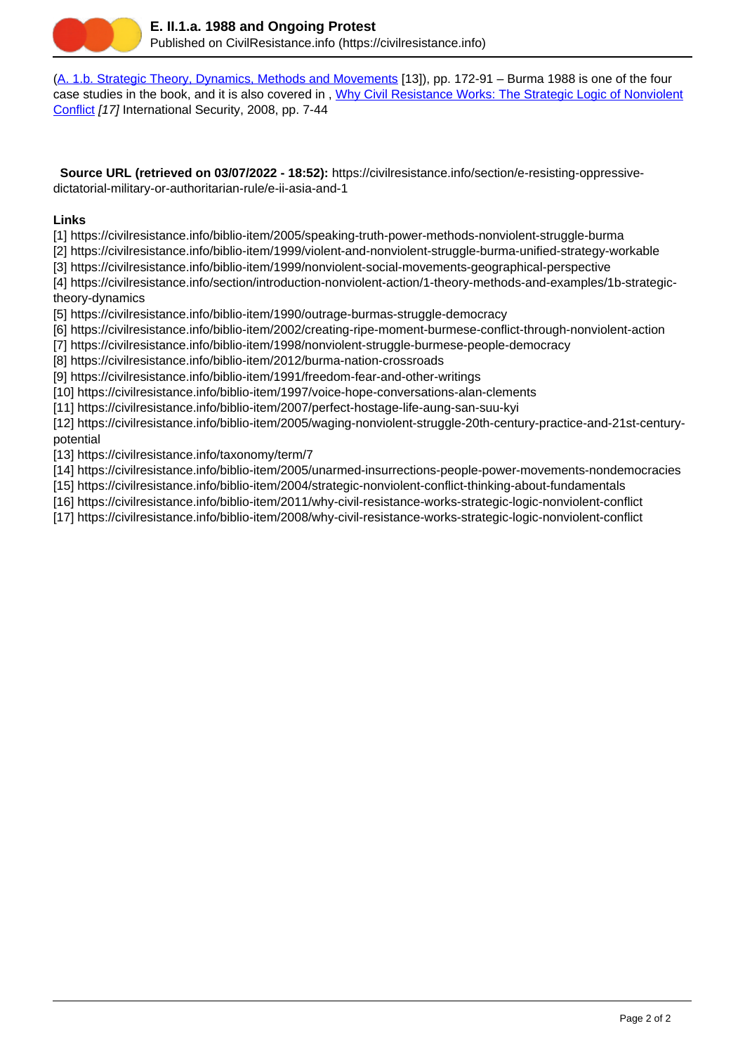([A. 1.b. Strategic Theory, Dynamics, Methods and Movements](https://civilresistance.info/taxonomy/term/7) [13]), pp. 172-91 – Burma 1988 is one of the four case studies in the book, and it is also covered in , [Why Civil Resistance Works: The Strategic Logic of Nonviolent Conflict](https://civilresistance.info/biblio-item/2008/why-civil-resistance-works-strategic-logic-nonviolent-conflict) *[17]* International Security, 2008, pp. 7-44

**Source URL (retrieved on 03/07/2022 - 18:52):** https://civilresistance.info/section/e-resisting-oppressive-dictatorial-military-or-authoritarian-rule/e-ii-asia-and-1

**Links**

[1] https://civilresistance.info/biblio-item/2005/speaking-truth-power-methods-nonviolent-struggle-burma
[2] https://civilresistance.info/biblio-item/1999/violent-and-nonviolent-struggle-burma-unified-strategy-workable
[3] https://civilresistance.info/biblio-item/1999/nonviolent-social-movements-geographical-perspective
[4] https://civilresistance.info/section/introduction-nonviolent-action/1-theory-methods-and-examples/1b-strategic-theory-dynamics
[5] https://civilresistance.info/biblio-item/1990/outrage-burmas-struggle-democracy
[6] https://civilresistance.info/biblio-item/2002/creating-ripe-moment-burmese-conflict-through-nonviolent-action
[7] https://civilresistance.info/biblio-item/1998/nonviolent-struggle-burmese-people-democracy
[8] https://civilresistance.info/biblio-item/2012/burma-nation-crossroads
[9] https://civilresistance.info/biblio-item/1991/freedom-fear-and-other-writings
[10] https://civilresistance.info/biblio-item/1997/voice-hope-conversations-alan-clements
[11] https://civilresistance.info/biblio-item/2007/perfect-hostage-life-aung-san-suu-kyi
[12] https://civilresistance.info/biblio-item/2005/waging-nonviolent-struggle-20th-century-practice-and-21st-century-potential
[13] https://civilresistance.info/taxonomy/term/7
[14] https://civilresistance.info/biblio-item/2005/unarmed-insurrections-people-power-movements-nondemocracies
[15] https://civilresistance.info/biblio-item/2004/strategic-nonviolent-conflict-thinking-about-fundamentals
[16] https://civilresistance.info/biblio-item/2011/why-civil-resistance-works-strategic-logic-nonviolent-conflict
[17] https://civilresistance.info/biblio-item/2008/why-civil-resistance-works-strategic-logic-nonviolent-conflict